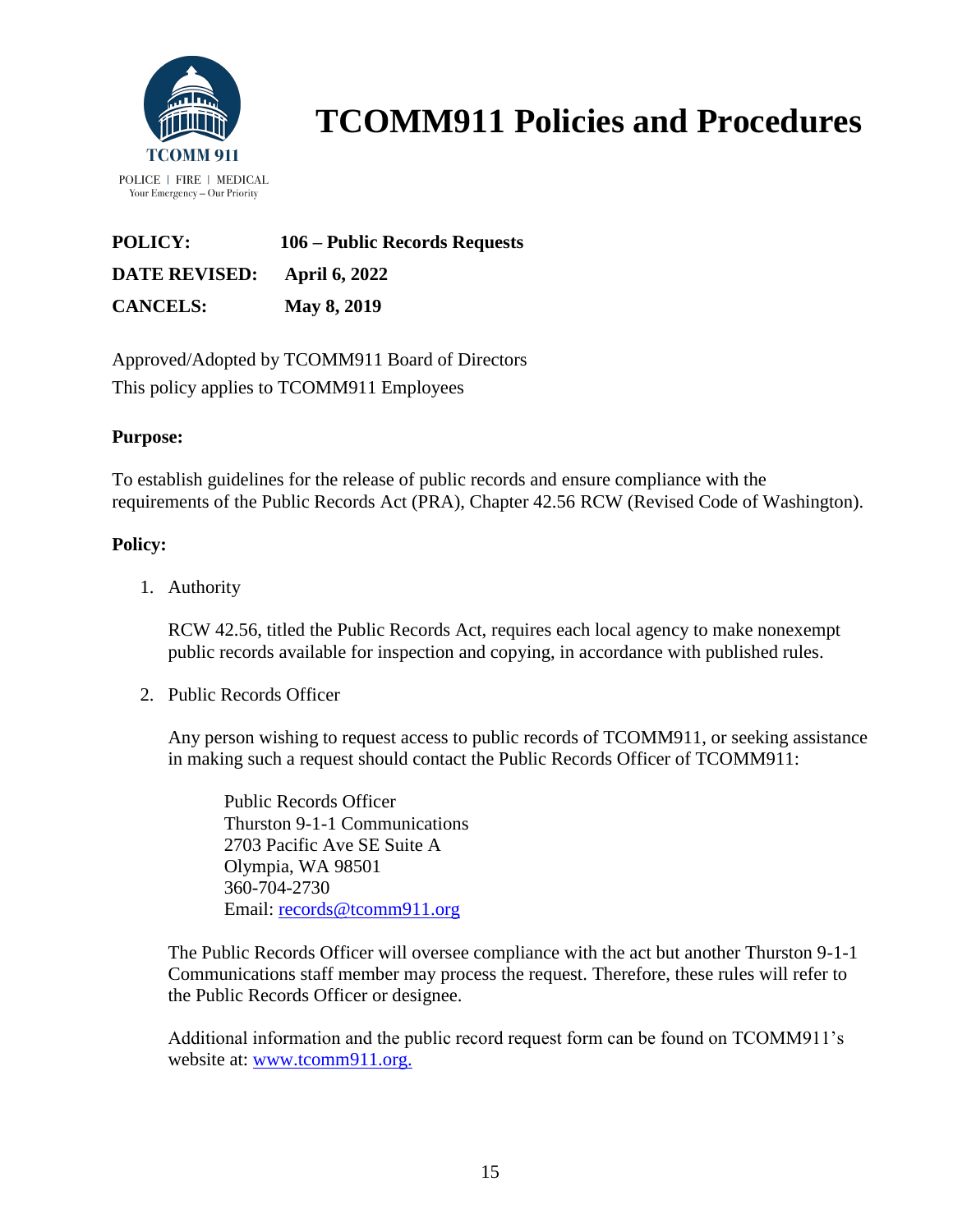# TCOMM911 Policies and Procedures

TCOMM 911

POLICE | FIRE | MEDICAL
Your Emergency – Our Priority

**POLICY:** **106 – Public Records Requests**

**DATE REVISED:** **April 6, 2022**

**CANCELS:** **May 8, 2019**

Approved/Adopted by TCOMM911 Board of Directors
This policy applies to TCOMM911 Employees

**Purpose:**

To establish guidelines for the release of public records and ensure compliance with the requirements of the Public Records Act (PRA), Chapter 42.56 RCW (Revised Code of Washington).

**Policy:**

1. Authority

   RCW 42.56, titled the Public Records Act, requires each local agency to make nonexempt public records available for inspection and copying, in accordance with published rules.

2. Public Records Officer

   Any person wishing to request access to public records of TCOMM911, or seeking assistance in making such a request should contact the Public Records Officer of TCOMM911:

   Public Records Officer
   Thurston 9-1-1 Communications
   2703 Pacific Ave SE Suite A
   Olympia, WA 98501
   360-704-2730
   Email: records@tcomm911.org

   The Public Records Officer will oversee compliance with the act but another Thurston 9-1-1 Communications staff member may process the request. Therefore, these rules will refer to the Public Records Officer or designee.

   Additional information and the public record request form can be found on TCOMM911's website at: www.tcomm911.org.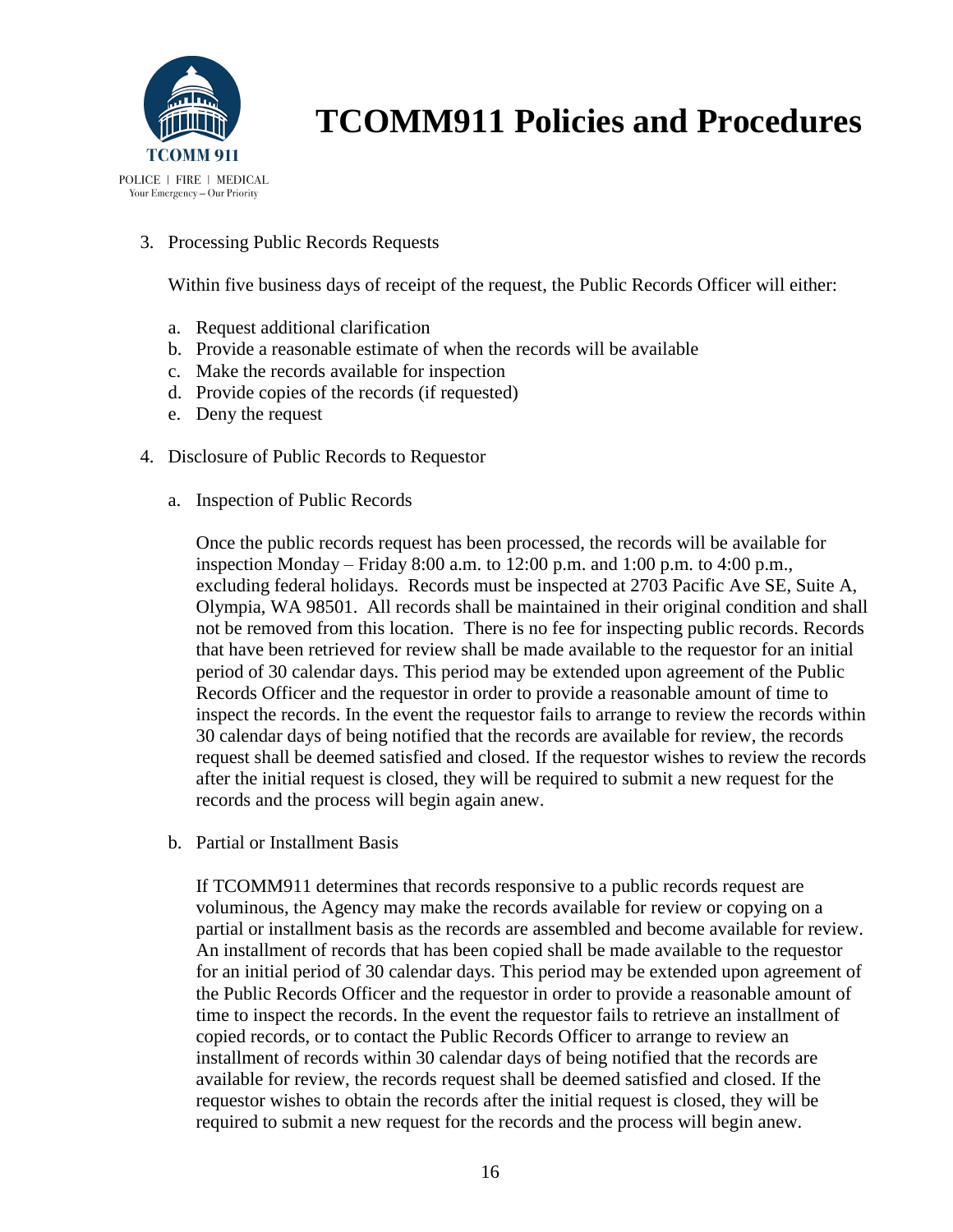3. Processing Public Records Requests

   Within five business days of receipt of the request, the Public Records Officer will either:

   a. Request additional clarification
   b. Provide a reasonable estimate of when the records will be available
   c. Make the records available for inspection
   d. Provide copies of the records (if requested)
   e. Deny the request

4. Disclosure of Public Records to Requestor

   a. Inspection of Public Records

      Once the public records request has been processed, the records will be available for inspection Monday – Friday 8:00 a.m. to 12:00 p.m. and 1:00 p.m. to 4:00 p.m., excluding federal holidays. Records must be inspected at 2703 Pacific Ave SE, Suite A, Olympia, WA 98501. All records shall be maintained in their original condition and shall not be removed from this location. There is no fee for inspecting public records. Records that have been retrieved for review shall be made available to the requestor for an initial period of 30 calendar days. This period may be extended upon agreement of the Public Records Officer and the requestor in order to provide a reasonable amount of time to inspect the records. In the event the requestor fails to arrange to review the records within 30 calendar days of being notified that the records are available for review, the records request shall be deemed satisfied and closed. If the requestor wishes to review the records after the initial request is closed, they will be required to submit a new request for the records and the process will begin again anew.

   b. Partial or Installment Basis

      If TCOMM911 determines that records responsive to a public records request are voluminous, the Agency may make the records available for review or copying on a partial or installment basis as the records are assembled and become available for review. An installment of records that has been copied shall be made available to the requestor for an initial period of 30 calendar days. This period may be extended upon agreement of the Public Records Officer and the requestor in order to provide a reasonable amount of time to inspect the records. In the event the requestor fails to retrieve an installment of copied records, or to contact the Public Records Officer to arrange to review an installment of records within 30 calendar days of being notified that the records are available for review, the records request shall be deemed satisfied and closed. If the requestor wishes to obtain the records after the initial request is closed, they will be required to submit a new request for the records and the process will begin anew.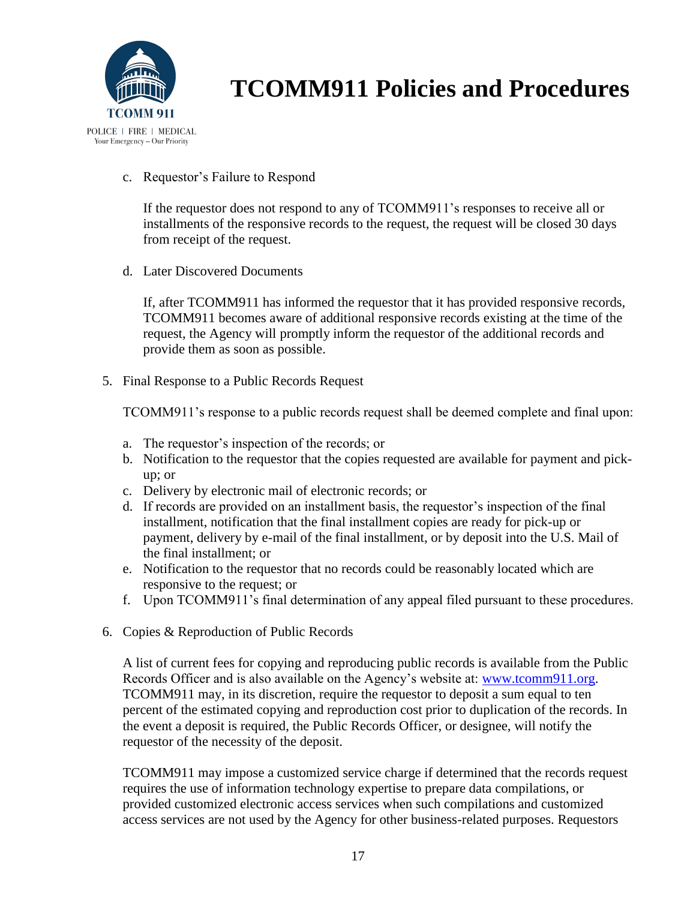c. Requestor's Failure to Respond

   If the requestor does not respond to any of TCOMM911's responses to receive all or installments of the responsive records to the request, the request will be closed 30 days from receipt of the request.

d. Later Discovered Documents

   If, after TCOMM911 has informed the requestor that it has provided responsive records, TCOMM911 becomes aware of additional responsive records existing at the time of the request, the Agency will promptly inform the requestor of the additional records and provide them as soon as possible.

5. Final Response to a Public Records Request

   TCOMM911's response to a public records request shall be deemed complete and final upon:

   a. The requestor's inspection of the records; or
   b. Notification to the requestor that the copies requested are available for payment and pick-up; or
   c. Delivery by electronic mail of electronic records; or
   d. If records are provided on an installment basis, the requestor's inspection of the final installment, notification that the final installment copies are ready for pick-up or payment, delivery by e-mail of the final installment, or by deposit into the U.S. Mail of the final installment; or
   e. Notification to the requestor that no records could be reasonably located which are responsive to the request; or
   f. Upon TCOMM911's final determination of any appeal filed pursuant to these procedures.

6. Copies & Reproduction of Public Records

   A list of current fees for copying and reproducing public records is available from the Public Records Officer and is also available on the Agency's website at: [www.tcomm911.org](http://www.tcomm911.org). TCOMM911 may, in its discretion, require the requestor to deposit a sum equal to ten percent of the estimated copying and reproduction cost prior to duplication of the records. In the event a deposit is required, the Public Records Officer, or designee, will notify the requestor of the necessity of the deposit.

   TCOMM911 may impose a customized service charge if determined that the records request requires the use of information technology expertise to prepare data compilations, or provided customized electronic access services when such compilations and customized access services are not used by the Agency for other business-related purposes. Requestors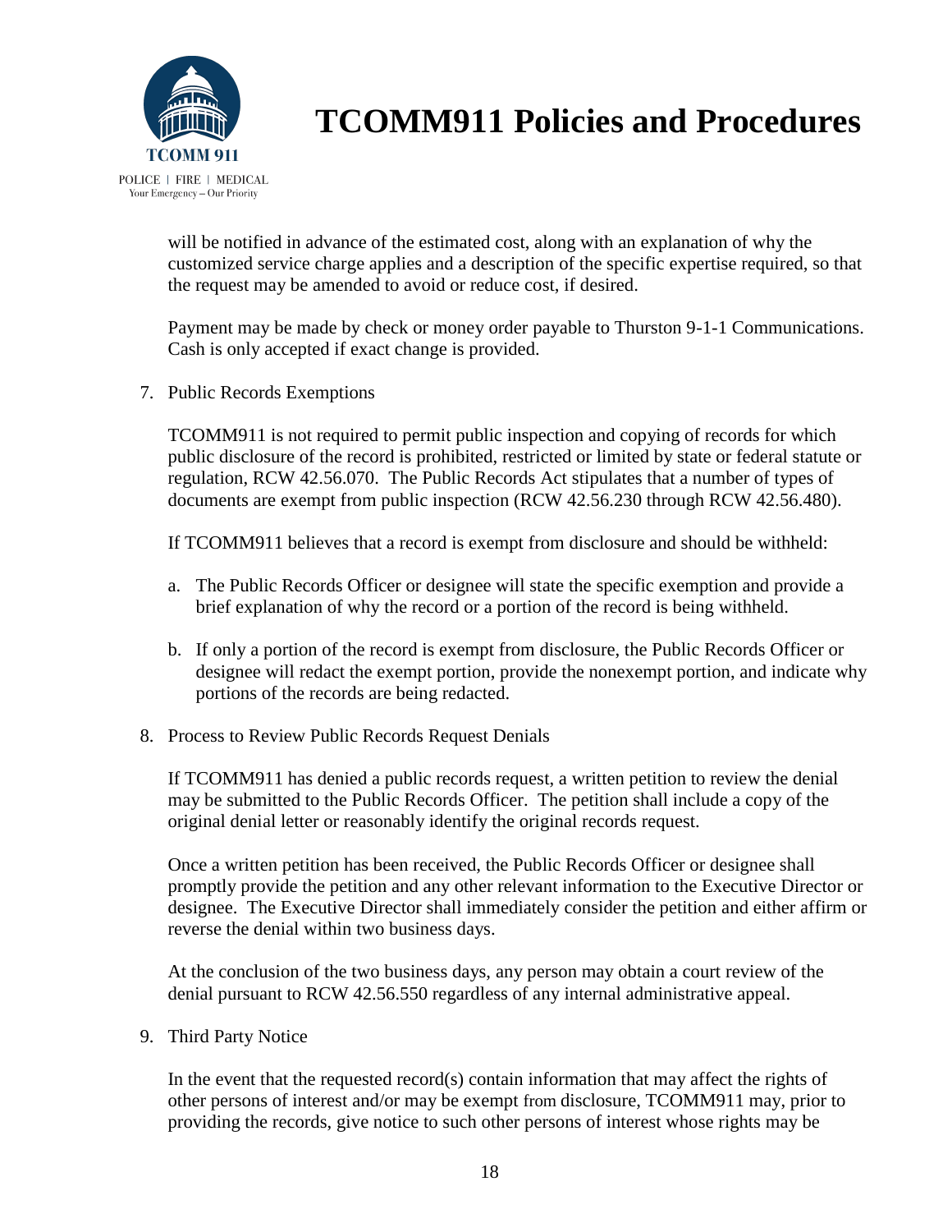will be notified in advance of the estimated cost, along with an explanation of why the customized service charge applies and a description of the specific expertise required, so that the request may be amended to avoid or reduce cost, if desired.

Payment may be made by check or money order payable to Thurston 9-1-1 Communications. Cash is only accepted if exact change is provided.

7. Public Records Exemptions

   TCOMM911 is not required to permit public inspection and copying of records for which public disclosure of the record is prohibited, restricted or limited by state or federal statute or regulation, RCW 42.56.070. The Public Records Act stipulates that a number of types of documents are exempt from public inspection (RCW 42.56.230 through RCW 42.56.480).

   If TCOMM911 believes that a record is exempt from disclosure and should be withheld:

   a. The Public Records Officer or designee will state the specific exemption and provide a brief explanation of why the record or a portion of the record is being withheld.

   b. If only a portion of the record is exempt from disclosure, the Public Records Officer or designee will redact the exempt portion, provide the nonexempt portion, and indicate why portions of the records are being redacted.

8. Process to Review Public Records Request Denials

   If TCOMM911 has denied a public records request, a written petition to review the denial may be submitted to the Public Records Officer. The petition shall include a copy of the original denial letter or reasonably identify the original records request.

   Once a written petition has been received, the Public Records Officer or designee shall promptly provide the petition and any other relevant information to the Executive Director or designee. The Executive Director shall immediately consider the petition and either affirm or reverse the denial within two business days.

   At the conclusion of the two business days, any person may obtain a court review of the denial pursuant to RCW 42.56.550 regardless of any internal administrative appeal.

9. Third Party Notice

   In the event that the requested record(s) contain information that may affect the rights of other persons of interest and/or may be exempt from disclosure, TCOMM911 may, prior to providing the records, give notice to such other persons of interest whose rights may be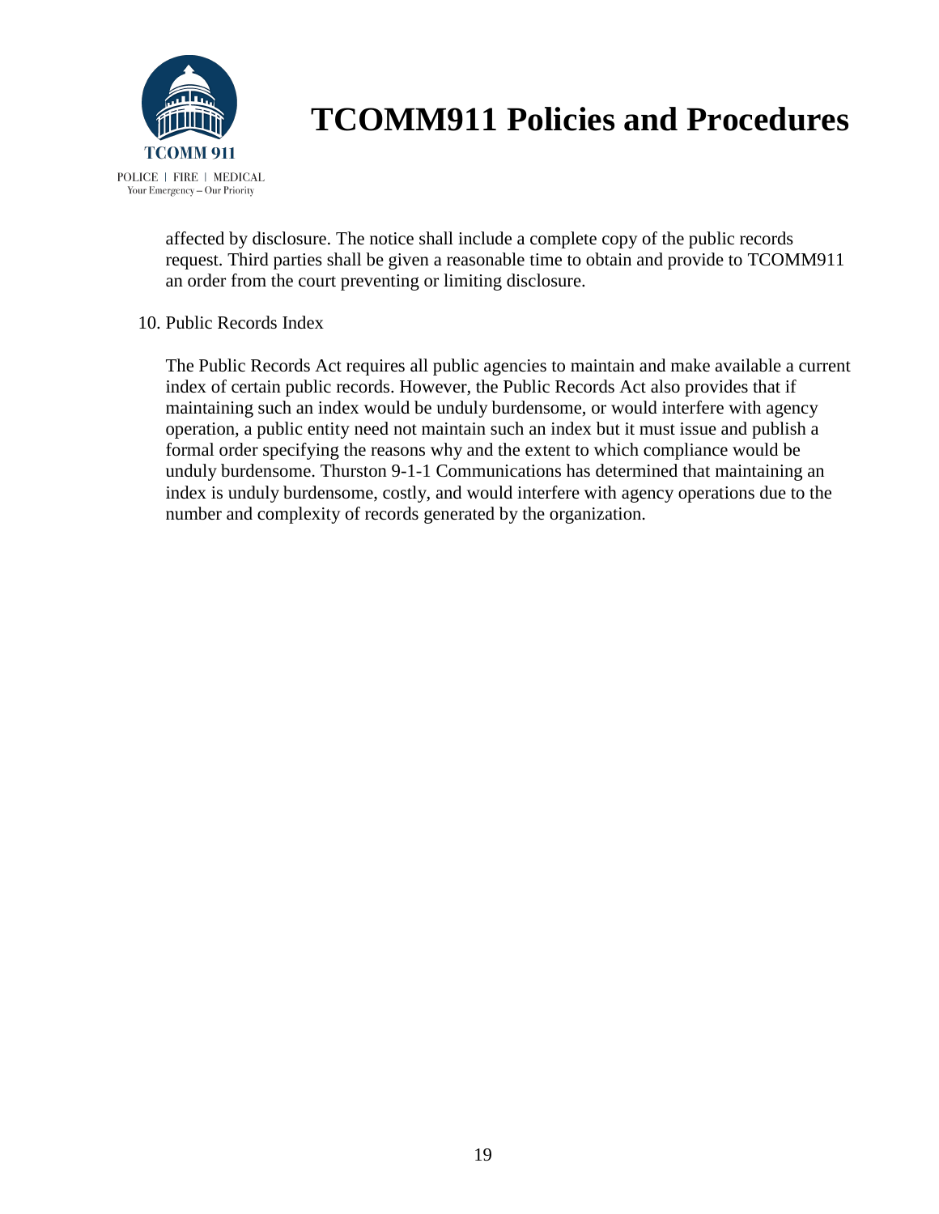affected by disclosure. The notice shall include a complete copy of the public records request. Third parties shall be given a reasonable time to obtain and provide to TCOMM911 an order from the court preventing or limiting disclosure.

10. Public Records Index

The Public Records Act requires all public agencies to maintain and make available a current index of certain public records. However, the Public Records Act also provides that if maintaining such an index would be unduly burdensome, or would interfere with agency operation, a public entity need not maintain such an index but it must issue and publish a formal order specifying the reasons why and the extent to which compliance would be unduly burdensome. Thurston 9-1-1 Communications has determined that maintaining an index is unduly burdensome, costly, and would interfere with agency operations due to the number and complexity of records generated by the organization.